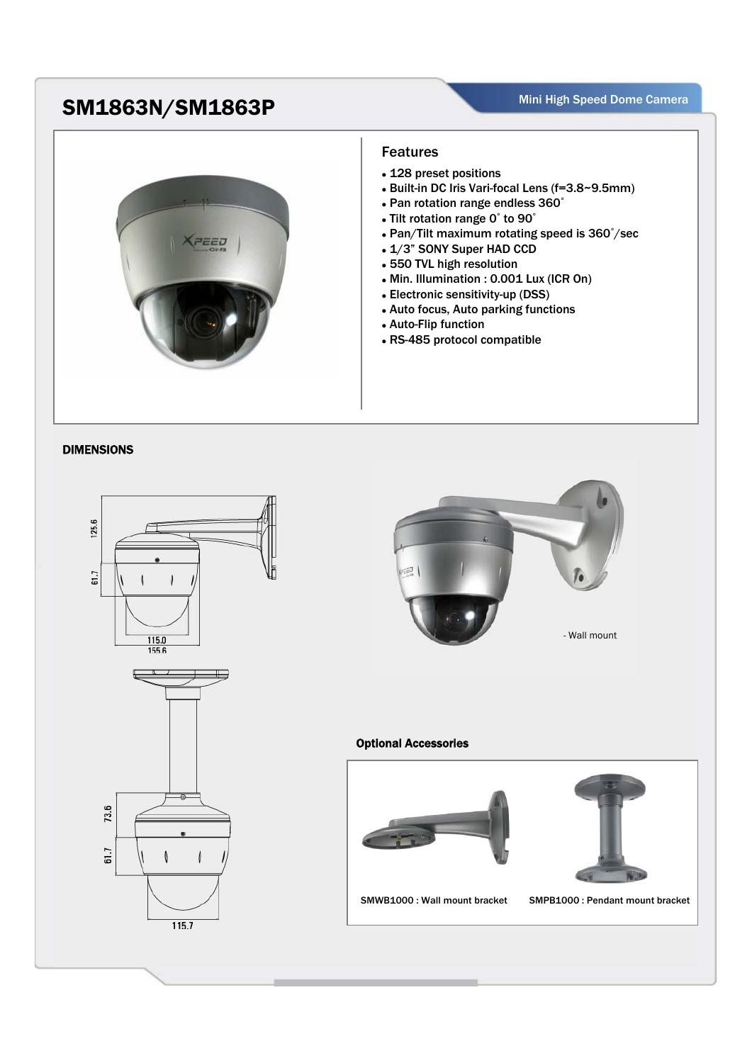# SM1863N/SM1863P

Mini High Speed Dome Camera

## Features

- 128 preset positions
- Built-in DC Iris Vari-focal Lens (f=3.8~9.5mm)
- Pan rotation range endless 360˚
- Tilt rotation range 0˚ to 90˚
- Pan/Tilt maximum rotating speed is 360˚/sec
- 1/3" SONY Super HAD CCD
- 550 TVL high resolution
- Min. Illumination : 0.001 Lux (ICR On)
- Electronic sensitivity-up (DSS)
- Auto focus, Auto parking functions
- Auto-Flip function
- RS-485 protocol compatible

## DIMENSIONS

125.6

61.7

115.0

155.6

73.6

61.7

115.7

- Wall mount

### Optional Accessories

SMWB1000 : Wall mount bracket

SMPB1000 : Pendant mount bracket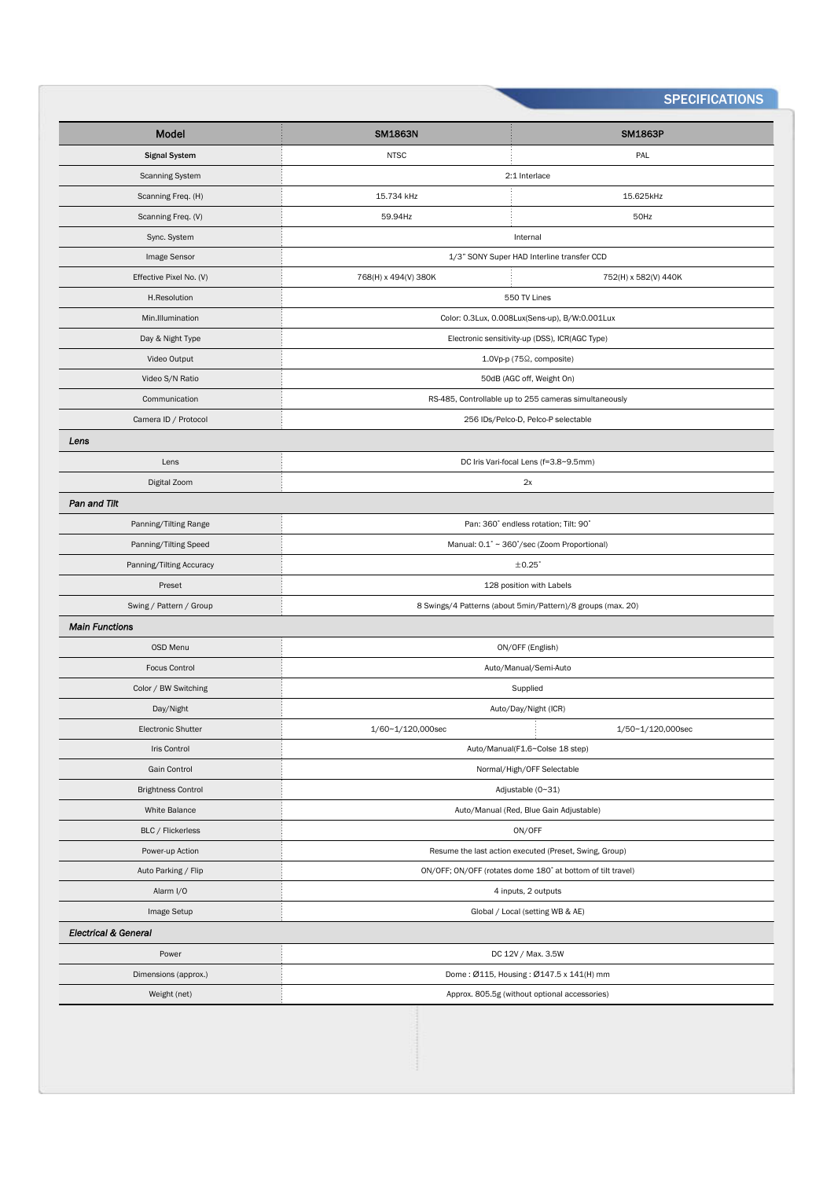## SPECIFICATIONS

| Model | SM1863N | SM1863P |
|---|---|---|
| Signal System | NTSC | PAL |
| Scanning System | 2:1 Interlace | |
| Scanning Freq. (H) | 15.734 kHz | 15.625kHz |
| Scanning Freq. (V) | 59.94Hz | 50Hz |
| Sync. System | Internal | |
| Image Sensor | 1/3" SONY Super HAD Interline transfer CCD | |
| Effective Pixel No. (V) | 768(H) x 494(V) 380K | 752(H) x 582(V) 440K |
| H.Resolution | 550 TV Lines | |
| Min.Illumination | Color: 0.3Lux, 0.008Lux(Sens-up), B/W:0.001Lux | |
| Day & Night Type | Electronic sensitivity-up (DSS), ICR(AGC Type) | |
| Video Output | 1.0Vp-p (75Ω, composite) | |
| Video S/N Ratio | 50dB (AGC off, Weight On) | |
| Communication | RS-485, Controllable up to 255 cameras simultaneously | |
| Camera ID / Protocol | 256 IDs/Pelco-D, Pelco-P selectable | |
| ***Lens*** | | |
| Lens | DC Iris Vari-focal Lens (f=3.8~9.5mm) | |
| Digital Zoom | 2x | |
| ***Pan and Tilt*** | | |
| Panning/Tilting Range | Pan: 360˚ endless rotation; Tilt: 90˚ | |
| Panning/Tilting Speed | Manual: 0.1˚ ~ 360˚/sec (Zoom Proportional) | |
| Panning/Tilting Accuracy | ±0.25˚ | |
| Preset | 128 position with Labels | |
| Swing / Pattern / Group | 8 Swings/4 Patterns (about 5min/Pattern)/8 groups (max. 20) | |
| ***Main Functions*** | | |
| OSD Menu | ON/OFF (English) | |
| Focus Control | Auto/Manual/Semi-Auto | |
| Color / BW Switching | Supplied | |
| Day/Night | Auto/Day/Night (ICR) | |
| Electronic Shutter | 1/60~1/120,000sec | 1/50~1/120,000sec |
| Iris Control | Auto/Manual(F1.6~Colse 18 step) | |
| Gain Control | Normal/High/OFF Selectable | |
| Brightness Control | Adjustable (0~31) | |
| White Balance | Auto/Manual (Red, Blue Gain Adjustable) | |
| BLC / Flickerless | ON/OFF | |
| Power-up Action | Resume the last action executed (Preset, Swing, Group) | |
| Auto Parking / Flip | ON/OFF; ON/OFF (rotates dome 180˚ at bottom of tilt travel) | |
| Alarm I/O | 4 inputs, 2 outputs | |
| Image Setup | Global / Local (setting WB & AE) | |
| ***Electrical & General*** | | |
| Power | DC 12V / Max. 3.5W | |
| Dimensions (approx.) | Dome : Ø115, Housing : Ø147.5 x 141(H) mm | |
| Weight (net) | Approx. 805.5g (without optional accessories) | |